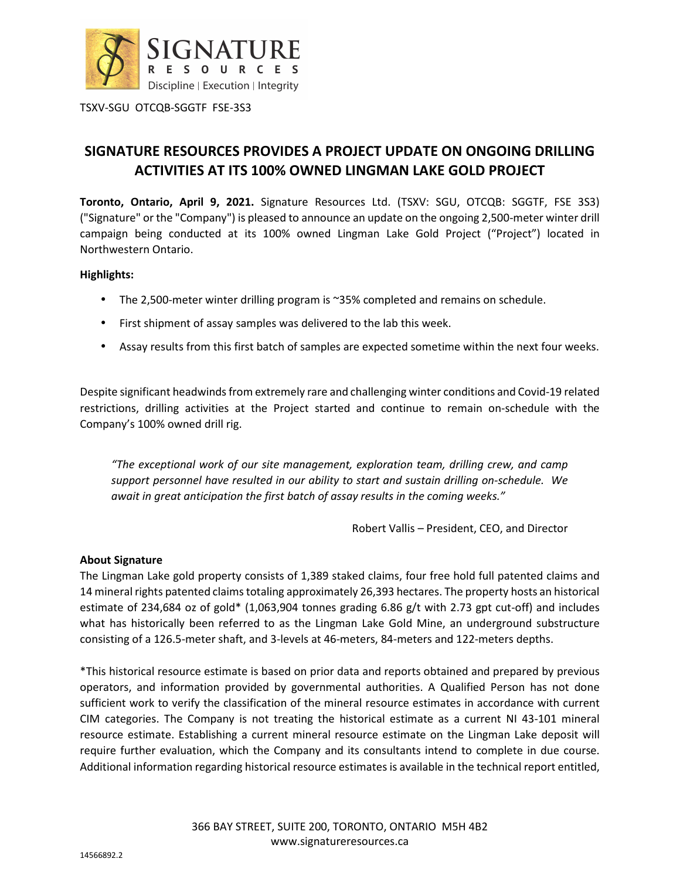TSXV-SGU OTCQB-SGGTF FSE-3S3

# SIGNATURE RESOURCES PROVIDES A PROJECT UPDATE ON ONGOING DRILLING ACTIVITIES AT ITS 100% OWNED LINGMAN LAKE GOLD PROJECT

**Toronto, Ontario, April 9, 2021.** Signature Resources Ltd. (TSXV: SGU, OTCQB: SGGTF, FSE 3S3) ("Signature" or the "Company") is pleased to announce an update on the ongoing 2,500-meter winter drill campaign being conducted at its 100% owned Lingman Lake Gold Project ("Project") located in Northwestern Ontario.

**Highlights:**

- The 2,500-meter winter drilling program is ~35% completed and remains on schedule.
- First shipment of assay samples was delivered to the lab this week.
- Assay results from this first batch of samples are expected sometime within the next four weeks.

Despite significant headwinds from extremely rare and challenging winter conditions and Covid-19 related restrictions, drilling activities at the Project started and continue to remain on-schedule with the Company's 100% owned drill rig.

*"The exceptional work of our site management, exploration team, drilling crew, and camp support personnel have resulted in our ability to start and sustain drilling on-schedule. We await in great anticipation the first batch of assay results in the coming weeks."*

Robert Vallis – President, CEO, and Director

**About Signature**

The Lingman Lake gold property consists of 1,389 staked claims, four free hold full patented claims and 14 mineral rights patented claims totaling approximately 26,393 hectares. The property hosts an historical estimate of 234,684 oz of gold* (1,063,904 tonnes grading 6.86 g/t with 2.73 gpt cut-off) and includes what has historically been referred to as the Lingman Lake Gold Mine, an underground substructure consisting of a 126.5-meter shaft, and 3-levels at 46-meters, 84-meters and 122-meters depths.

*This historical resource estimate is based on prior data and reports obtained and prepared by previous operators, and information provided by governmental authorities. A Qualified Person has not done sufficient work to verify the classification of the mineral resource estimates in accordance with current CIM categories. The Company is not treating the historical estimate as a current NI 43-101 mineral resource estimate. Establishing a current mineral resource estimate on the Lingman Lake deposit will require further evaluation, which the Company and its consultants intend to complete in due course. Additional information regarding historical resource estimates is available in the technical report entitled,

366 BAY STREET, SUITE 200, TORONTO, ONTARIO M5H 4B2
www.signatureresources.ca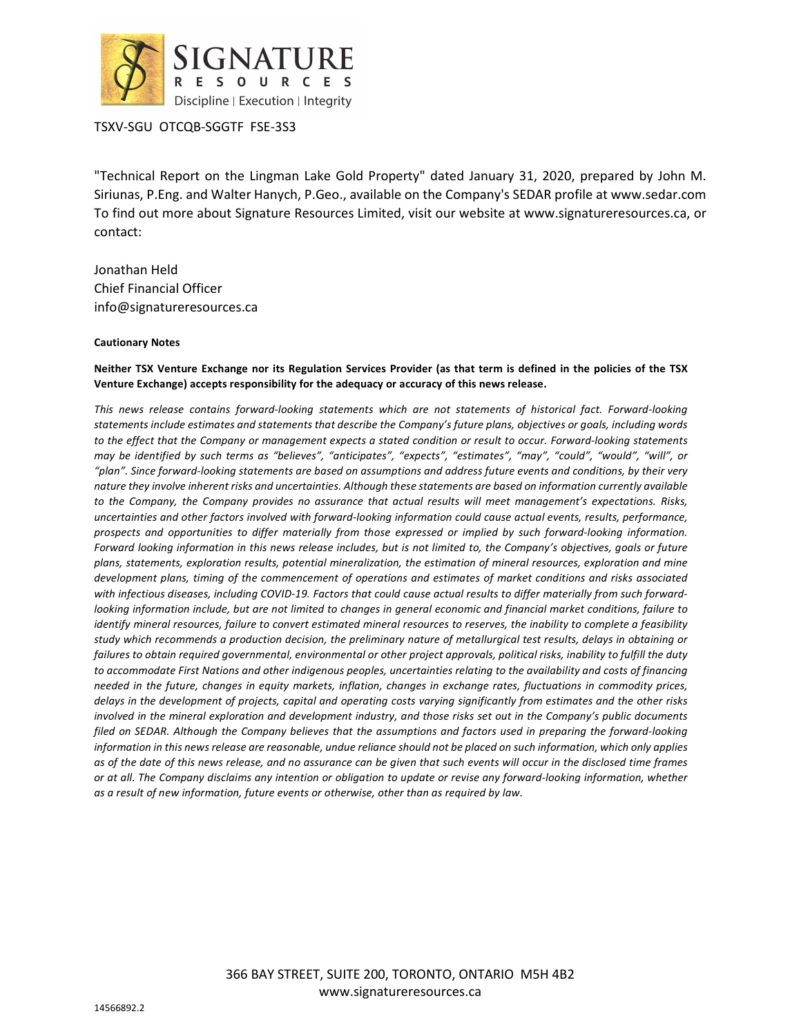TSXV-SGU OTCQB-SGGTF FSE-3S3

"Technical Report on the Lingman Lake Gold Property" dated January 31, 2020, prepared by John M. Siriunas, P.Eng. and Walter Hanych, P.Geo., available on the Company's SEDAR profile at www.sedar.com To find out more about Signature Resources Limited, visit our website at www.signatureresources.ca, or contact:

Jonathan Held
Chief Financial Officer
info@signatureresources.ca

**Cautionary Notes**

**Neither TSX Venture Exchange nor its Regulation Services Provider (as that term is defined in the policies of the TSX Venture Exchange) accepts responsibility for the adequacy or accuracy of this news release.**

*This news release contains forward-looking statements which are not statements of historical fact. Forward-looking statements include estimates and statements that describe the Company's future plans, objectives or goals, including words to the effect that the Company or management expects a stated condition or result to occur. Forward-looking statements may be identified by such terms as "believes", "anticipates", "expects", "estimates", "may", "could", "would", "will", or "plan". Since forward-looking statements are based on assumptions and address future events and conditions, by their very nature they involve inherent risks and uncertainties. Although these statements are based on information currently available to the Company, the Company provides no assurance that actual results will meet management's expectations. Risks, uncertainties and other factors involved with forward-looking information could cause actual events, results, performance, prospects and opportunities to differ materially from those expressed or implied by such forward-looking information. Forward looking information in this news release includes, but is not limited to, the Company's objectives, goals or future plans, statements, exploration results, potential mineralization, the estimation of mineral resources, exploration and mine development plans, timing of the commencement of operations and estimates of market conditions and risks associated with infectious diseases, including COVID-19. Factors that could cause actual results to differ materially from such forward-looking information include, but are not limited to changes in general economic and financial market conditions, failure to identify mineral resources, failure to convert estimated mineral resources to reserves, the inability to complete a feasibility study which recommends a production decision, the preliminary nature of metallurgical test results, delays in obtaining or failures to obtain required governmental, environmental or other project approvals, political risks, inability to fulfill the duty to accommodate First Nations and other indigenous peoples, uncertainties relating to the availability and costs of financing needed in the future, changes in equity markets, inflation, changes in exchange rates, fluctuations in commodity prices, delays in the development of projects, capital and operating costs varying significantly from estimates and the other risks involved in the mineral exploration and development industry, and those risks set out in the Company's public documents filed on SEDAR. Although the Company believes that the assumptions and factors used in preparing the forward-looking information in this news release are reasonable, undue reliance should not be placed on such information, which only applies as of the date of this news release, and no assurance can be given that such events will occur in the disclosed time frames or at all. The Company disclaims any intention or obligation to update or revise any forward-looking information, whether as a result of new information, future events or otherwise, other than as required by law.*

366 BAY STREET, SUITE 200, TORONTO, ONTARIO M5H 4B2
www.signatureresources.ca

14566892.2